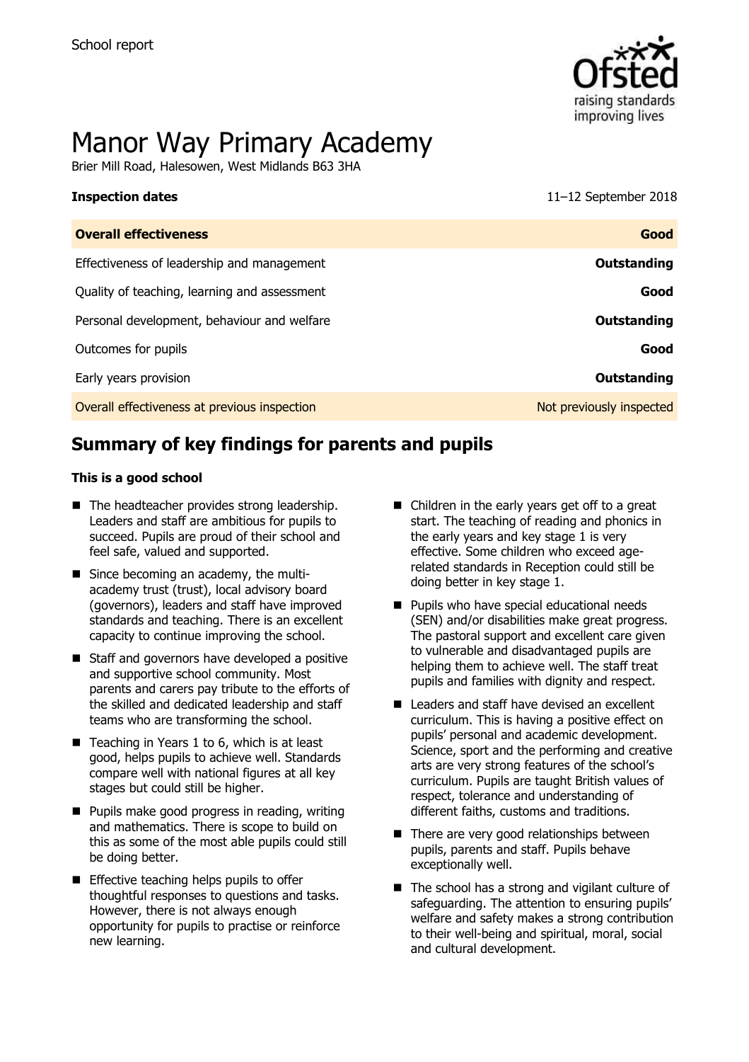School report

# Manor Way Primary Academy

Brier Mill Road, Halesowen, West Midlands B63 3HA

**Inspection dates** 11–12 September 2018

| **Overall effectiveness** | **Good** |
| --- | --- |
| Effectiveness of leadership and management | **Outstanding** |
| Quality of teaching, learning and assessment | **Good** |
| Personal development, behaviour and welfare | **Outstanding** |
| Outcomes for pupils | **Good** |
| Early years provision | **Outstanding** |
| Overall effectiveness at previous inspection | Not previously inspected |

## Summary of key findings for parents and pupils

**This is a good school**

- The headteacher provides strong leadership. Leaders and staff are ambitious for pupils to succeed. Pupils are proud of their school and feel safe, valued and supported.
- Since becoming an academy, the multi-academy trust (trust), local advisory board (governors), leaders and staff have improved standards and teaching. There is an excellent capacity to continue improving the school.
- Staff and governors have developed a positive and supportive school community. Most parents and carers pay tribute to the efforts of the skilled and dedicated leadership and staff teams who are transforming the school.
- Teaching in Years 1 to 6, which is at least good, helps pupils to achieve well. Standards compare well with national figures at all key stages but could still be higher.
- Pupils make good progress in reading, writing and mathematics. There is scope to build on this as some of the most able pupils could still be doing better.
- Effective teaching helps pupils to offer thoughtful responses to questions and tasks. However, there is not always enough opportunity for pupils to practise or reinforce new learning.
- Children in the early years get off to a great start. The teaching of reading and phonics in the early years and key stage 1 is very effective. Some children who exceed age-related standards in Reception could still be doing better in key stage 1.
- Pupils who have special educational needs (SEN) and/or disabilities make great progress. The pastoral support and excellent care given to vulnerable and disadvantaged pupils are helping them to achieve well. The staff treat pupils and families with dignity and respect.
- Leaders and staff have devised an excellent curriculum. This is having a positive effect on pupils' personal and academic development. Science, sport and the performing and creative arts are very strong features of the school's curriculum. Pupils are taught British values of respect, tolerance and understanding of different faiths, customs and traditions.
- There are very good relationships between pupils, parents and staff. Pupils behave exceptionally well.
- The school has a strong and vigilant culture of safeguarding. The attention to ensuring pupils' welfare and safety makes a strong contribution to their well-being and spiritual, moral, social and cultural development.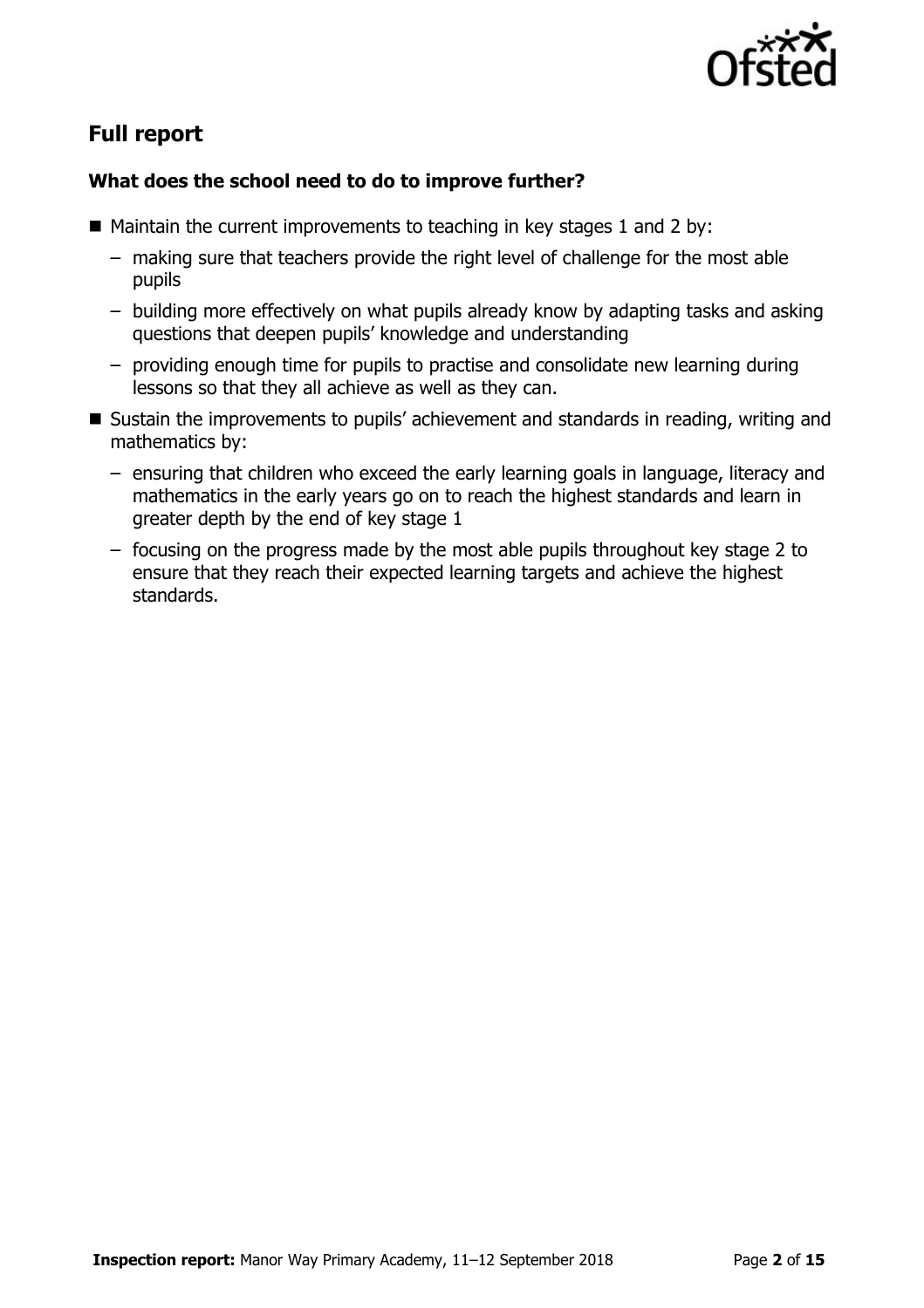## Full report

### What does the school need to do to improve further?

- Maintain the current improvements to teaching in key stages 1 and 2 by:
  - making sure that teachers provide the right level of challenge for the most able pupils
  - building more effectively on what pupils already know by adapting tasks and asking questions that deepen pupils' knowledge and understanding
  - providing enough time for pupils to practise and consolidate new learning during lessons so that they all achieve as well as they can.
- Sustain the improvements to pupils' achievement and standards in reading, writing and mathematics by:
  - ensuring that children who exceed the early learning goals in language, literacy and mathematics in the early years go on to reach the highest standards and learn in greater depth by the end of key stage 1
  - focusing on the progress made by the most able pupils throughout key stage 2 to ensure that they reach their expected learning targets and achieve the highest standards.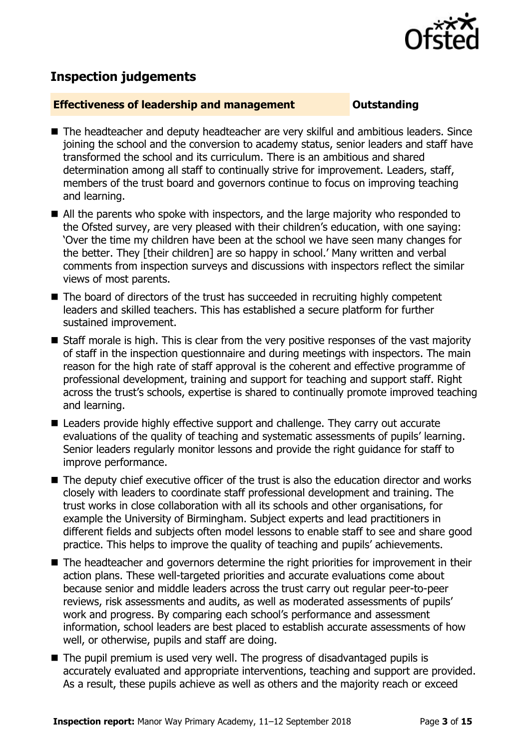## Inspection judgements

| **Effectiveness of leadership and management** | **Outstanding** |
|---|---|

- The headteacher and deputy headteacher are very skilful and ambitious leaders. Since joining the school and the conversion to academy status, senior leaders and staff have transformed the school and its curriculum. There is an ambitious and shared determination among all staff to continually strive for improvement. Leaders, staff, members of the trust board and governors continue to focus on improving teaching and learning.
- All the parents who spoke with inspectors, and the large majority who responded to the Ofsted survey, are very pleased with their children's education, with one saying: 'Over the time my children have been at the school we have seen many changes for the better. They [their children] are so happy in school.' Many written and verbal comments from inspection surveys and discussions with inspectors reflect the similar views of most parents.
- The board of directors of the trust has succeeded in recruiting highly competent leaders and skilled teachers. This has established a secure platform for further sustained improvement.
- Staff morale is high. This is clear from the very positive responses of the vast majority of staff in the inspection questionnaire and during meetings with inspectors. The main reason for the high rate of staff approval is the coherent and effective programme of professional development, training and support for teaching and support staff. Right across the trust's schools, expertise is shared to continually promote improved teaching and learning.
- Leaders provide highly effective support and challenge. They carry out accurate evaluations of the quality of teaching and systematic assessments of pupils' learning. Senior leaders regularly monitor lessons and provide the right guidance for staff to improve performance.
- The deputy chief executive officer of the trust is also the education director and works closely with leaders to coordinate staff professional development and training. The trust works in close collaboration with all its schools and other organisations, for example the University of Birmingham. Subject experts and lead practitioners in different fields and subjects often model lessons to enable staff to see and share good practice. This helps to improve the quality of teaching and pupils' achievements.
- The headteacher and governors determine the right priorities for improvement in their action plans. These well-targeted priorities and accurate evaluations come about because senior and middle leaders across the trust carry out regular peer-to-peer reviews, risk assessments and audits, as well as moderated assessments of pupils' work and progress. By comparing each school's performance and assessment information, school leaders are best placed to establish accurate assessments of how well, or otherwise, pupils and staff are doing.
- The pupil premium is used very well. The progress of disadvantaged pupils is accurately evaluated and appropriate interventions, teaching and support are provided. As a result, these pupils achieve as well as others and the majority reach or exceed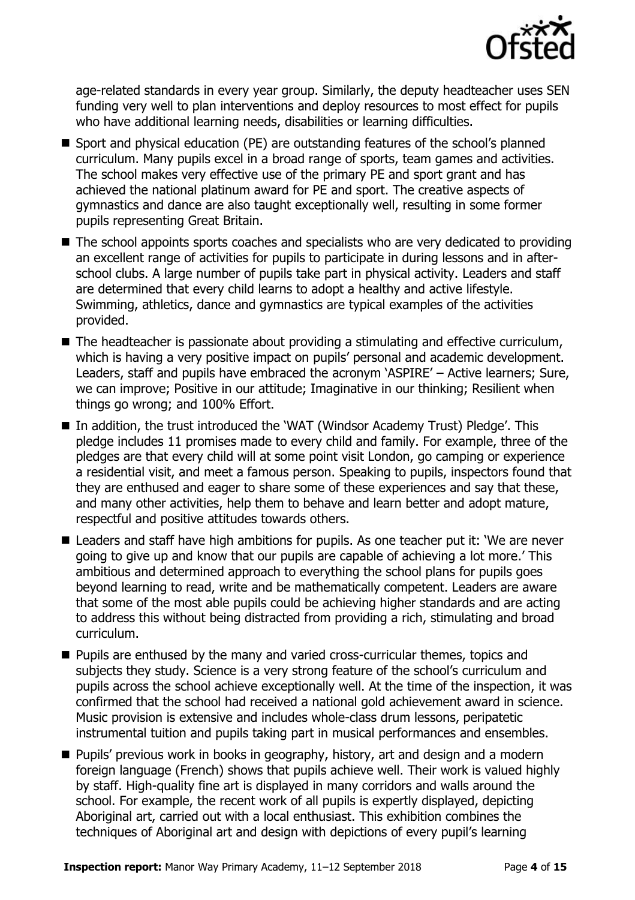age-related standards in every year group. Similarly, the deputy headteacher uses SEN funding very well to plan interventions and deploy resources to most effect for pupils who have additional learning needs, disabilities or learning difficulties.

- Sport and physical education (PE) are outstanding features of the school's planned curriculum. Many pupils excel in a broad range of sports, team games and activities. The school makes very effective use of the primary PE and sport grant and has achieved the national platinum award for PE and sport. The creative aspects of gymnastics and dance are also taught exceptionally well, resulting in some former pupils representing Great Britain.
- The school appoints sports coaches and specialists who are very dedicated to providing an excellent range of activities for pupils to participate in during lessons and in after-school clubs. A large number of pupils take part in physical activity. Leaders and staff are determined that every child learns to adopt a healthy and active lifestyle. Swimming, athletics, dance and gymnastics are typical examples of the activities provided.
- The headteacher is passionate about providing a stimulating and effective curriculum, which is having a very positive impact on pupils' personal and academic development. Leaders, staff and pupils have embraced the acronym 'ASPIRE' – Active learners; Sure, we can improve; Positive in our attitude; Imaginative in our thinking; Resilient when things go wrong; and 100% Effort.
- In addition, the trust introduced the 'WAT (Windsor Academy Trust) Pledge'. This pledge includes 11 promises made to every child and family. For example, three of the pledges are that every child will at some point visit London, go camping or experience a residential visit, and meet a famous person. Speaking to pupils, inspectors found that they are enthused and eager to share some of these experiences and say that these, and many other activities, help them to behave and learn better and adopt mature, respectful and positive attitudes towards others.
- Leaders and staff have high ambitions for pupils. As one teacher put it: 'We are never going to give up and know that our pupils are capable of achieving a lot more.' This ambitious and determined approach to everything the school plans for pupils goes beyond learning to read, write and be mathematically competent. Leaders are aware that some of the most able pupils could be achieving higher standards and are acting to address this without being distracted from providing a rich, stimulating and broad curriculum.
- Pupils are enthused by the many and varied cross-curricular themes, topics and subjects they study. Science is a very strong feature of the school's curriculum and pupils across the school achieve exceptionally well. At the time of the inspection, it was confirmed that the school had received a national gold achievement award in science. Music provision is extensive and includes whole-class drum lessons, peripatetic instrumental tuition and pupils taking part in musical performances and ensembles.
- Pupils' previous work in books in geography, history, art and design and a modern foreign language (French) shows that pupils achieve well. Their work is valued highly by staff. High-quality fine art is displayed in many corridors and walls around the school. For example, the recent work of all pupils is expertly displayed, depicting Aboriginal art, carried out with a local enthusiast. This exhibition combines the techniques of Aboriginal art and design with depictions of every pupil's learning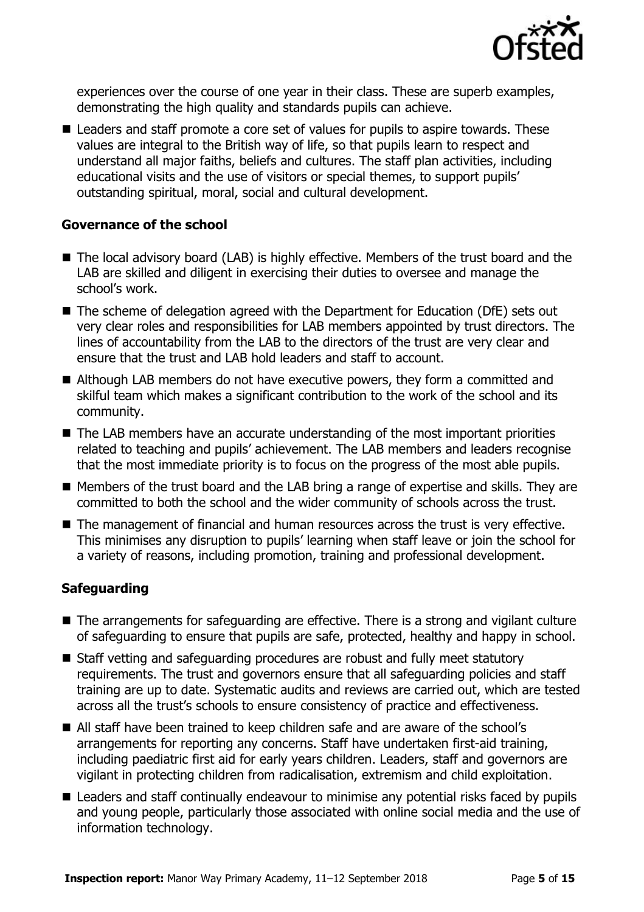experiences over the course of one year in their class. These are superb examples, demonstrating the high quality and standards pupils can achieve.

- Leaders and staff promote a core set of values for pupils to aspire towards. These values are integral to the British way of life, so that pupils learn to respect and understand all major faiths, beliefs and cultures. The staff plan activities, including educational visits and the use of visitors or special themes, to support pupils' outstanding spiritual, moral, social and cultural development.

### Governance of the school

- The local advisory board (LAB) is highly effective. Members of the trust board and the LAB are skilled and diligent in exercising their duties to oversee and manage the school's work.
- The scheme of delegation agreed with the Department for Education (DfE) sets out very clear roles and responsibilities for LAB members appointed by trust directors. The lines of accountability from the LAB to the directors of the trust are very clear and ensure that the trust and LAB hold leaders and staff to account.
- Although LAB members do not have executive powers, they form a committed and skilful team which makes a significant contribution to the work of the school and its community.
- The LAB members have an accurate understanding of the most important priorities related to teaching and pupils' achievement. The LAB members and leaders recognise that the most immediate priority is to focus on the progress of the most able pupils.
- Members of the trust board and the LAB bring a range of expertise and skills. They are committed to both the school and the wider community of schools across the trust.
- The management of financial and human resources across the trust is very effective. This minimises any disruption to pupils' learning when staff leave or join the school for a variety of reasons, including promotion, training and professional development.

### Safeguarding

- The arrangements for safeguarding are effective. There is a strong and vigilant culture of safeguarding to ensure that pupils are safe, protected, healthy and happy in school.
- Staff vetting and safeguarding procedures are robust and fully meet statutory requirements. The trust and governors ensure that all safeguarding policies and staff training are up to date. Systematic audits and reviews are carried out, which are tested across all the trust's schools to ensure consistency of practice and effectiveness.
- All staff have been trained to keep children safe and are aware of the school's arrangements for reporting any concerns. Staff have undertaken first-aid training, including paediatric first aid for early years children. Leaders, staff and governors are vigilant in protecting children from radicalisation, extremism and child exploitation.
- Leaders and staff continually endeavour to minimise any potential risks faced by pupils and young people, particularly those associated with online social media and the use of information technology.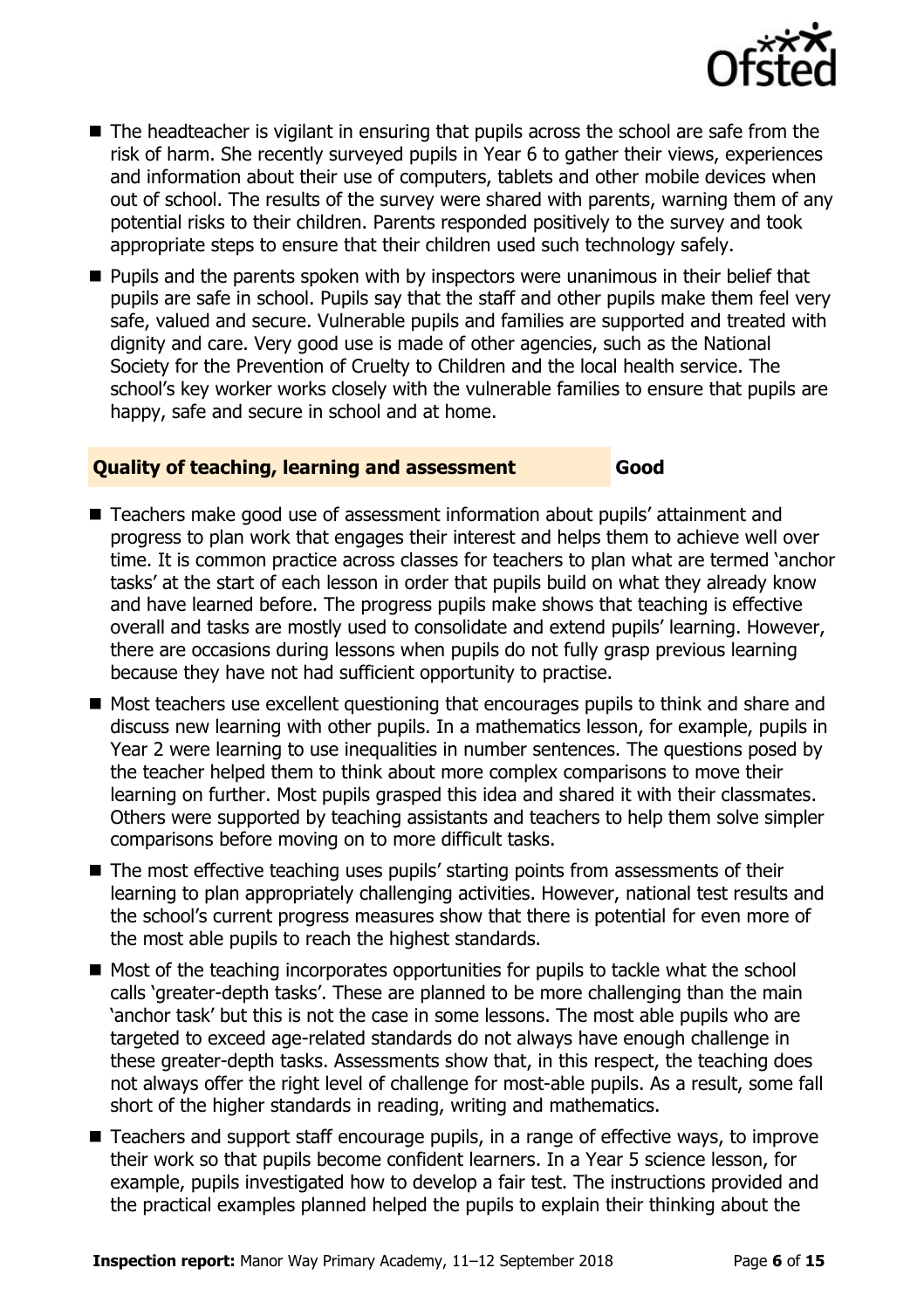- The headteacher is vigilant in ensuring that pupils across the school are safe from the risk of harm. She recently surveyed pupils in Year 6 to gather their views, experiences and information about their use of computers, tablets and other mobile devices when out of school. The results of the survey were shared with parents, warning them of any potential risks to their children. Parents responded positively to the survey and took appropriate steps to ensure that their children used such technology safely.
- Pupils and the parents spoken with by inspectors were unanimous in their belief that pupils are safe in school. Pupils say that the staff and other pupils make them feel very safe, valued and secure. Vulnerable pupils and families are supported and treated with dignity and care. Very good use is made of other agencies, such as the National Society for the Prevention of Cruelty to Children and the local health service. The school's key worker works closely with the vulnerable families to ensure that pupils are happy, safe and secure in school and at home.

### Quality of teaching, learning and assessment — Good

- Teachers make good use of assessment information about pupils' attainment and progress to plan work that engages their interest and helps them to achieve well over time. It is common practice across classes for teachers to plan what are termed 'anchor tasks' at the start of each lesson in order that pupils build on what they already know and have learned before. The progress pupils make shows that teaching is effective overall and tasks are mostly used to consolidate and extend pupils' learning. However, there are occasions during lessons when pupils do not fully grasp previous learning because they have not had sufficient opportunity to practise.
- Most teachers use excellent questioning that encourages pupils to think and share and discuss new learning with other pupils. In a mathematics lesson, for example, pupils in Year 2 were learning to use inequalities in number sentences. The questions posed by the teacher helped them to think about more complex comparisons to move their learning on further. Most pupils grasped this idea and shared it with their classmates. Others were supported by teaching assistants and teachers to help them solve simpler comparisons before moving on to more difficult tasks.
- The most effective teaching uses pupils' starting points from assessments of their learning to plan appropriately challenging activities. However, national test results and the school's current progress measures show that there is potential for even more of the most able pupils to reach the highest standards.
- Most of the teaching incorporates opportunities for pupils to tackle what the school calls 'greater-depth tasks'. These are planned to be more challenging than the main 'anchor task' but this is not the case in some lessons. The most able pupils who are targeted to exceed age-related standards do not always have enough challenge in these greater-depth tasks. Assessments show that, in this respect, the teaching does not always offer the right level of challenge for most-able pupils. As a result, some fall short of the higher standards in reading, writing and mathematics.
- Teachers and support staff encourage pupils, in a range of effective ways, to improve their work so that pupils become confident learners. In a Year 5 science lesson, for example, pupils investigated how to develop a fair test. The instructions provided and the practical examples planned helped the pupils to explain their thinking about the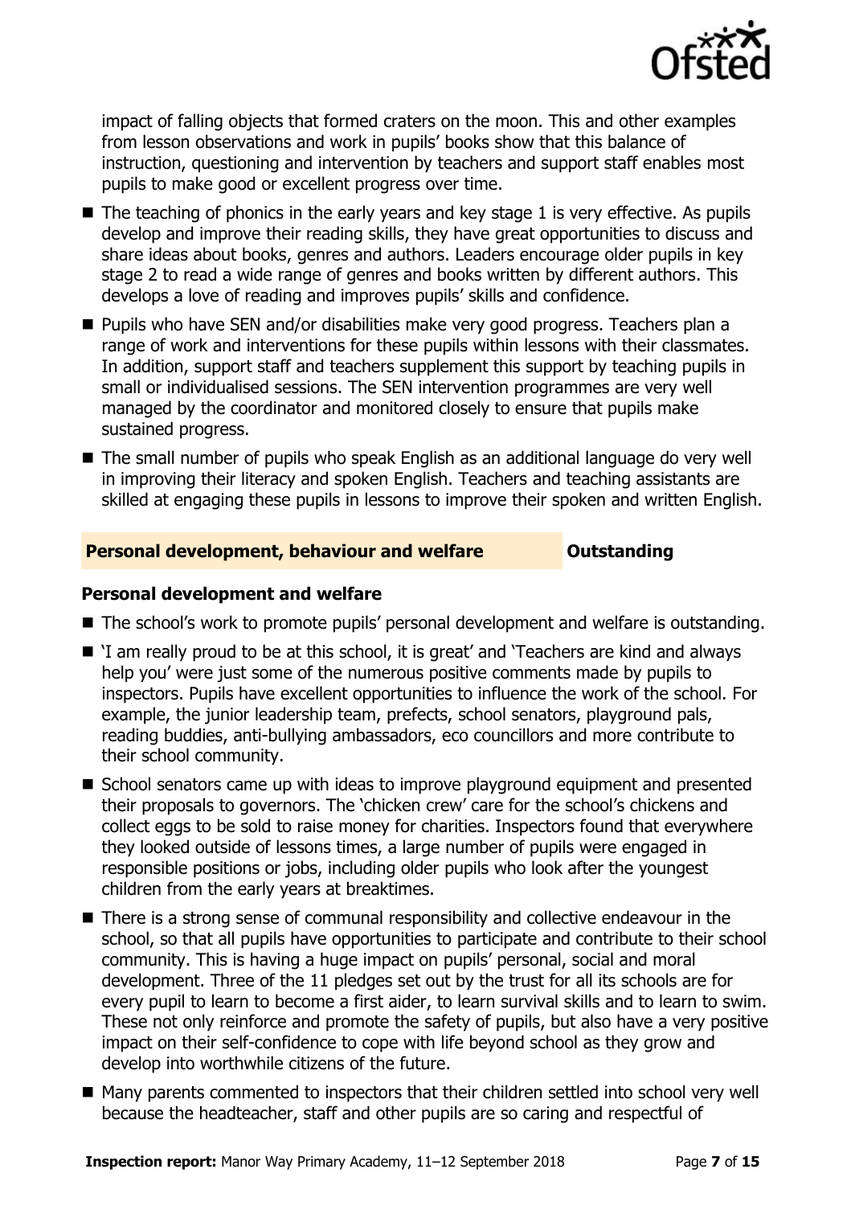impact of falling objects that formed craters on the moon. This and other examples from lesson observations and work in pupils' books show that this balance of instruction, questioning and intervention by teachers and support staff enables most pupils to make good or excellent progress over time.

- The teaching of phonics in the early years and key stage 1 is very effective. As pupils develop and improve their reading skills, they have great opportunities to discuss and share ideas about books, genres and authors. Leaders encourage older pupils in key stage 2 to read a wide range of genres and books written by different authors. This develops a love of reading and improves pupils' skills and confidence.
- Pupils who have SEN and/or disabilities make very good progress. Teachers plan a range of work and interventions for these pupils within lessons with their classmates. In addition, support staff and teachers supplement this support by teaching pupils in small or individualised sessions. The SEN intervention programmes are very well managed by the coordinator and monitored closely to ensure that pupils make sustained progress.
- The small number of pupils who speak English as an additional language do very well in improving their literacy and spoken English. Teachers and teaching assistants are skilled at engaging these pupils in lessons to improve their spoken and written English.

## Personal development, behaviour and welfare — Outstanding

### Personal development and welfare

- The school's work to promote pupils' personal development and welfare is outstanding.
- 'I am really proud to be at this school, it is great' and 'Teachers are kind and always help you' were just some of the numerous positive comments made by pupils to inspectors. Pupils have excellent opportunities to influence the work of the school. For example, the junior leadership team, prefects, school senators, playground pals, reading buddies, anti-bullying ambassadors, eco councillors and more contribute to their school community.
- School senators came up with ideas to improve playground equipment and presented their proposals to governors. The 'chicken crew' care for the school's chickens and collect eggs to be sold to raise money for charities. Inspectors found that everywhere they looked outside of lessons times, a large number of pupils were engaged in responsible positions or jobs, including older pupils who look after the youngest children from the early years at breaktimes.
- There is a strong sense of communal responsibility and collective endeavour in the school, so that all pupils have opportunities to participate and contribute to their school community. This is having a huge impact on pupils' personal, social and moral development. Three of the 11 pledges set out by the trust for all its schools are for every pupil to learn to become a first aider, to learn survival skills and to learn to swim. These not only reinforce and promote the safety of pupils, but also have a very positive impact on their self-confidence to cope with life beyond school as they grow and develop into worthwhile citizens of the future.
- Many parents commented to inspectors that their children settled into school very well because the headteacher, staff and other pupils are so caring and respectful of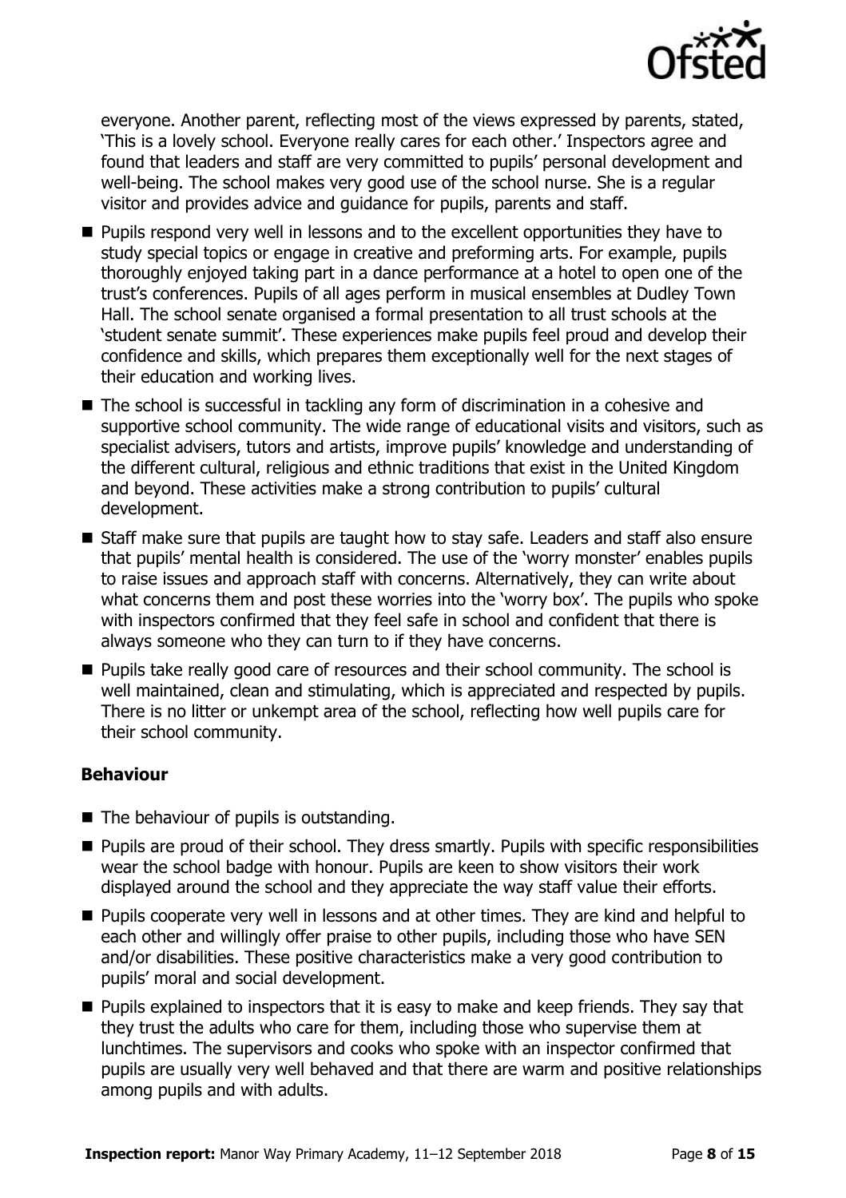everyone. Another parent, reflecting most of the views expressed by parents, stated, 'This is a lovely school. Everyone really cares for each other.' Inspectors agree and found that leaders and staff are very committed to pupils' personal development and well-being. The school makes very good use of the school nurse. She is a regular visitor and provides advice and guidance for pupils, parents and staff.

- Pupils respond very well in lessons and to the excellent opportunities they have to study special topics or engage in creative and preforming arts. For example, pupils thoroughly enjoyed taking part in a dance performance at a hotel to open one of the trust's conferences. Pupils of all ages perform in musical ensembles at Dudley Town Hall. The school senate organised a formal presentation to all trust schools at the 'student senate summit'. These experiences make pupils feel proud and develop their confidence and skills, which prepares them exceptionally well for the next stages of their education and working lives.
- The school is successful in tackling any form of discrimination in a cohesive and supportive school community. The wide range of educational visits and visitors, such as specialist advisers, tutors and artists, improve pupils' knowledge and understanding of the different cultural, religious and ethnic traditions that exist in the United Kingdom and beyond. These activities make a strong contribution to pupils' cultural development.
- Staff make sure that pupils are taught how to stay safe. Leaders and staff also ensure that pupils' mental health is considered. The use of the 'worry monster' enables pupils to raise issues and approach staff with concerns. Alternatively, they can write about what concerns them and post these worries into the 'worry box'. The pupils who spoke with inspectors confirmed that they feel safe in school and confident that there is always someone who they can turn to if they have concerns.
- Pupils take really good care of resources and their school community. The school is well maintained, clean and stimulating, which is appreciated and respected by pupils. There is no litter or unkempt area of the school, reflecting how well pupils care for their school community.

### Behaviour

- The behaviour of pupils is outstanding.
- Pupils are proud of their school. They dress smartly. Pupils with specific responsibilities wear the school badge with honour. Pupils are keen to show visitors their work displayed around the school and they appreciate the way staff value their efforts.
- Pupils cooperate very well in lessons and at other times. They are kind and helpful to each other and willingly offer praise to other pupils, including those who have SEN and/or disabilities. These positive characteristics make a very good contribution to pupils' moral and social development.
- Pupils explained to inspectors that it is easy to make and keep friends. They say that they trust the adults who care for them, including those who supervise them at lunchtimes. The supervisors and cooks who spoke with an inspector confirmed that pupils are usually very well behaved and that there are warm and positive relationships among pupils and with adults.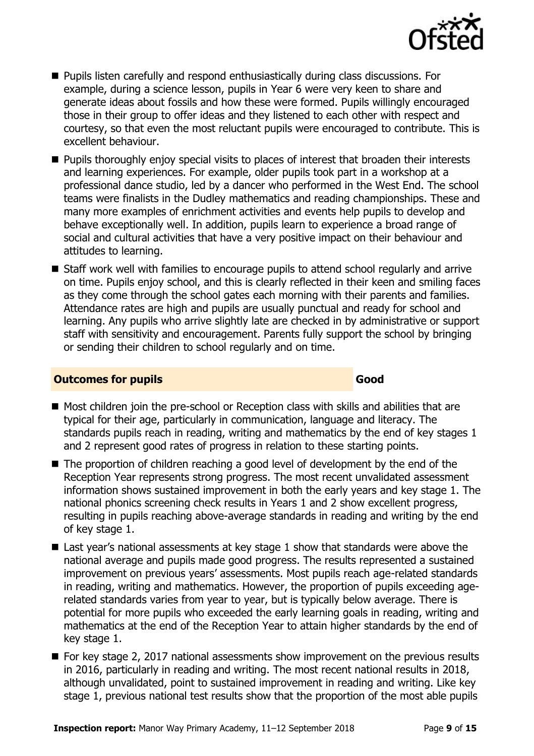- Pupils listen carefully and respond enthusiastically during class discussions. For example, during a science lesson, pupils in Year 6 were very keen to share and generate ideas about fossils and how these were formed. Pupils willingly encouraged those in their group to offer ideas and they listened to each other with respect and courtesy, so that even the most reluctant pupils were encouraged to contribute. This is excellent behaviour.
- Pupils thoroughly enjoy special visits to places of interest that broaden their interests and learning experiences. For example, older pupils took part in a workshop at a professional dance studio, led by a dancer who performed in the West End. The school teams were finalists in the Dudley mathematics and reading championships. These and many more examples of enrichment activities and events help pupils to develop and behave exceptionally well. In addition, pupils learn to experience a broad range of social and cultural activities that have a very positive impact on their behaviour and attitudes to learning.
- Staff work well with families to encourage pupils to attend school regularly and arrive on time. Pupils enjoy school, and this is clearly reflected in their keen and smiling faces as they come through the school gates each morning with their parents and families. Attendance rates are high and pupils are usually punctual and ready for school and learning. Any pupils who arrive slightly late are checked in by administrative or support staff with sensitivity and encouragement. Parents fully support the school by bringing or sending their children to school regularly and on time.

## Outcomes for pupils — Good

- Most children join the pre-school or Reception class with skills and abilities that are typical for their age, particularly in communication, language and literacy. The standards pupils reach in reading, writing and mathematics by the end of key stages 1 and 2 represent good rates of progress in relation to these starting points.
- The proportion of children reaching a good level of development by the end of the Reception Year represents strong progress. The most recent unvalidated assessment information shows sustained improvement in both the early years and key stage 1. The national phonics screening check results in Years 1 and 2 show excellent progress, resulting in pupils reaching above-average standards in reading and writing by the end of key stage 1.
- Last year's national assessments at key stage 1 show that standards were above the national average and pupils made good progress. The results represented a sustained improvement on previous years' assessments. Most pupils reach age-related standards in reading, writing and mathematics. However, the proportion of pupils exceeding age-related standards varies from year to year, but is typically below average. There is potential for more pupils who exceeded the early learning goals in reading, writing and mathematics at the end of the Reception Year to attain higher standards by the end of key stage 1.
- For key stage 2, 2017 national assessments show improvement on the previous results in 2016, particularly in reading and writing. The most recent national results in 2018, although unvalidated, point to sustained improvement in reading and writing. Like key stage 1, previous national test results show that the proportion of the most able pupils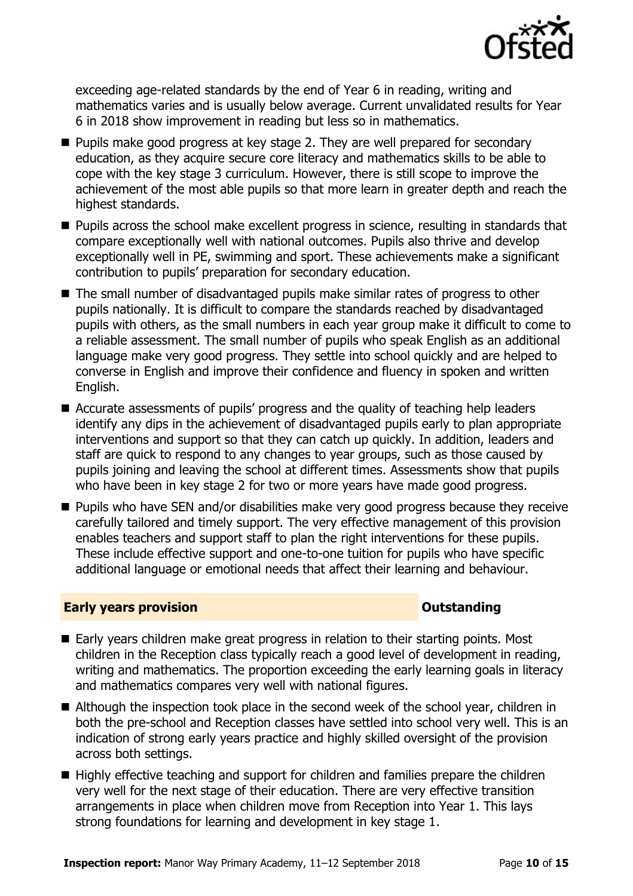exceeding age-related standards by the end of Year 6 in reading, writing and mathematics varies and is usually below average. Current unvalidated results for Year 6 in 2018 show improvement in reading but less so in mathematics.

- Pupils make good progress at key stage 2. They are well prepared for secondary education, as they acquire secure core literacy and mathematics skills to be able to cope with the key stage 3 curriculum. However, there is still scope to improve the achievement of the most able pupils so that more learn in greater depth and reach the highest standards.
- Pupils across the school make excellent progress in science, resulting in standards that compare exceptionally well with national outcomes. Pupils also thrive and develop exceptionally well in PE, swimming and sport. These achievements make a significant contribution to pupils' preparation for secondary education.
- The small number of disadvantaged pupils make similar rates of progress to other pupils nationally. It is difficult to compare the standards reached by disadvantaged pupils with others, as the small numbers in each year group make it difficult to come to a reliable assessment. The small number of pupils who speak English as an additional language make very good progress. They settle into school quickly and are helped to converse in English and improve their confidence and fluency in spoken and written English.
- Accurate assessments of pupils' progress and the quality of teaching help leaders identify any dips in the achievement of disadvantaged pupils early to plan appropriate interventions and support so that they can catch up quickly. In addition, leaders and staff are quick to respond to any changes to year groups, such as those caused by pupils joining and leaving the school at different times. Assessments show that pupils who have been in key stage 2 for two or more years have made good progress.
- Pupils who have SEN and/or disabilities make very good progress because they receive carefully tailored and timely support. The very effective management of this provision enables teachers and support staff to plan the right interventions for these pupils. These include effective support and one-to-one tuition for pupils who have specific additional language or emotional needs that affect their learning and behaviour.

## Early years provision — Outstanding

- Early years children make great progress in relation to their starting points. Most children in the Reception class typically reach a good level of development in reading, writing and mathematics. The proportion exceeding the early learning goals in literacy and mathematics compares very well with national figures.
- Although the inspection took place in the second week of the school year, children in both the pre-school and Reception classes have settled into school very well. This is an indication of strong early years practice and highly skilled oversight of the provision across both settings.
- Highly effective teaching and support for children and families prepare the children very well for the next stage of their education. There are very effective transition arrangements in place when children move from Reception into Year 1. This lays strong foundations for learning and development in key stage 1.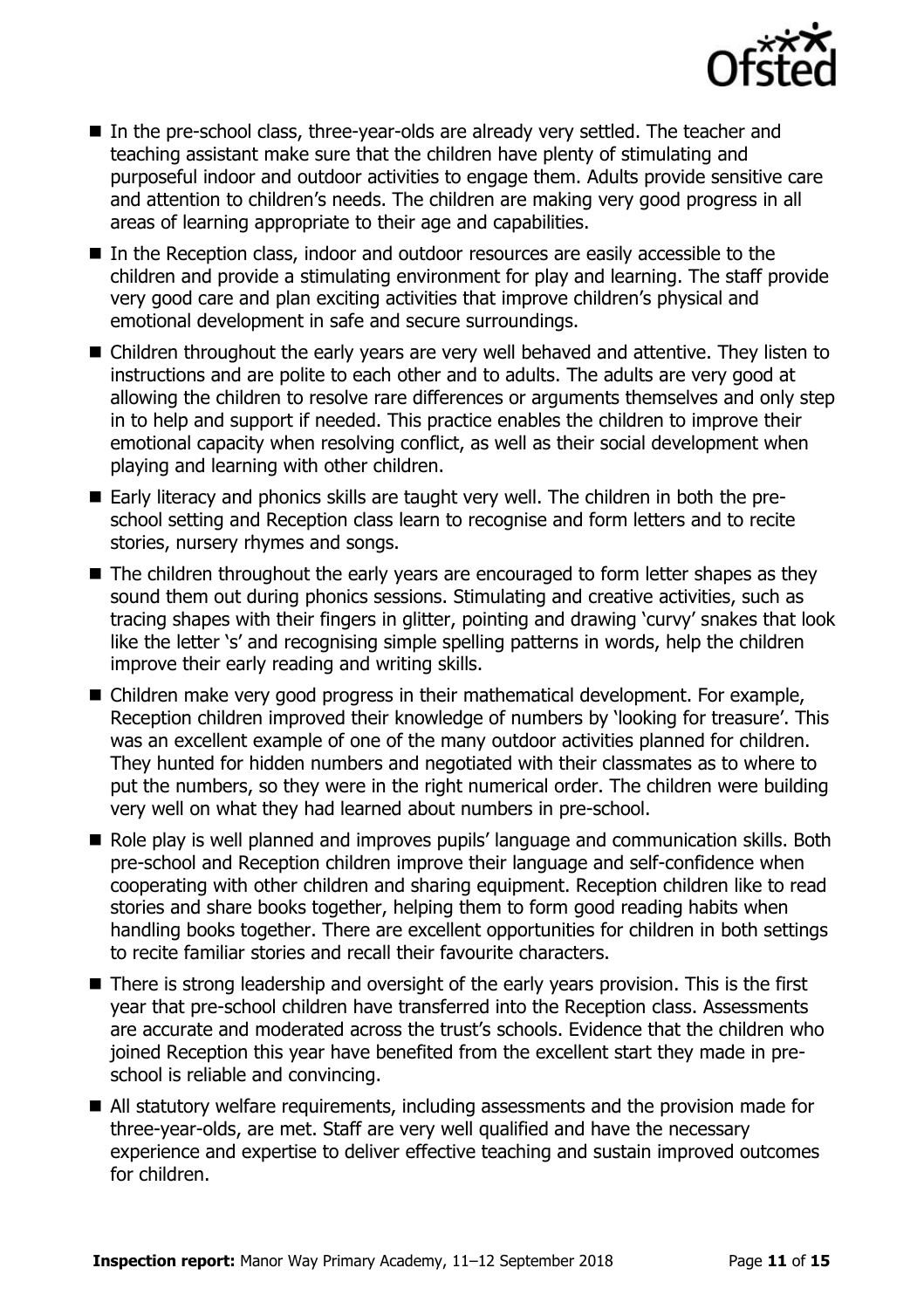- In the pre-school class, three-year-olds are already very settled. The teacher and teaching assistant make sure that the children have plenty of stimulating and purposeful indoor and outdoor activities to engage them. Adults provide sensitive care and attention to children's needs. The children are making very good progress in all areas of learning appropriate to their age and capabilities.
- In the Reception class, indoor and outdoor resources are easily accessible to the children and provide a stimulating environment for play and learning. The staff provide very good care and plan exciting activities that improve children's physical and emotional development in safe and secure surroundings.
- Children throughout the early years are very well behaved and attentive. They listen to instructions and are polite to each other and to adults. The adults are very good at allowing the children to resolve rare differences or arguments themselves and only step in to help and support if needed. This practice enables the children to improve their emotional capacity when resolving conflict, as well as their social development when playing and learning with other children.
- Early literacy and phonics skills are taught very well. The children in both the pre-school setting and Reception class learn to recognise and form letters and to recite stories, nursery rhymes and songs.
- The children throughout the early years are encouraged to form letter shapes as they sound them out during phonics sessions. Stimulating and creative activities, such as tracing shapes with their fingers in glitter, pointing and drawing 'curvy' snakes that look like the letter 's' and recognising simple spelling patterns in words, help the children improve their early reading and writing skills.
- Children make very good progress in their mathematical development. For example, Reception children improved their knowledge of numbers by 'looking for treasure'. This was an excellent example of one of the many outdoor activities planned for children. They hunted for hidden numbers and negotiated with their classmates as to where to put the numbers, so they were in the right numerical order. The children were building very well on what they had learned about numbers in pre-school.
- Role play is well planned and improves pupils' language and communication skills. Both pre-school and Reception children improve their language and self-confidence when cooperating with other children and sharing equipment. Reception children like to read stories and share books together, helping them to form good reading habits when handling books together. There are excellent opportunities for children in both settings to recite familiar stories and recall their favourite characters.
- There is strong leadership and oversight of the early years provision. This is the first year that pre-school children have transferred into the Reception class. Assessments are accurate and moderated across the trust's schools. Evidence that the children who joined Reception this year have benefited from the excellent start they made in pre-school is reliable and convincing.
- All statutory welfare requirements, including assessments and the provision made for three-year-olds, are met. Staff are very well qualified and have the necessary experience and expertise to deliver effective teaching and sustain improved outcomes for children.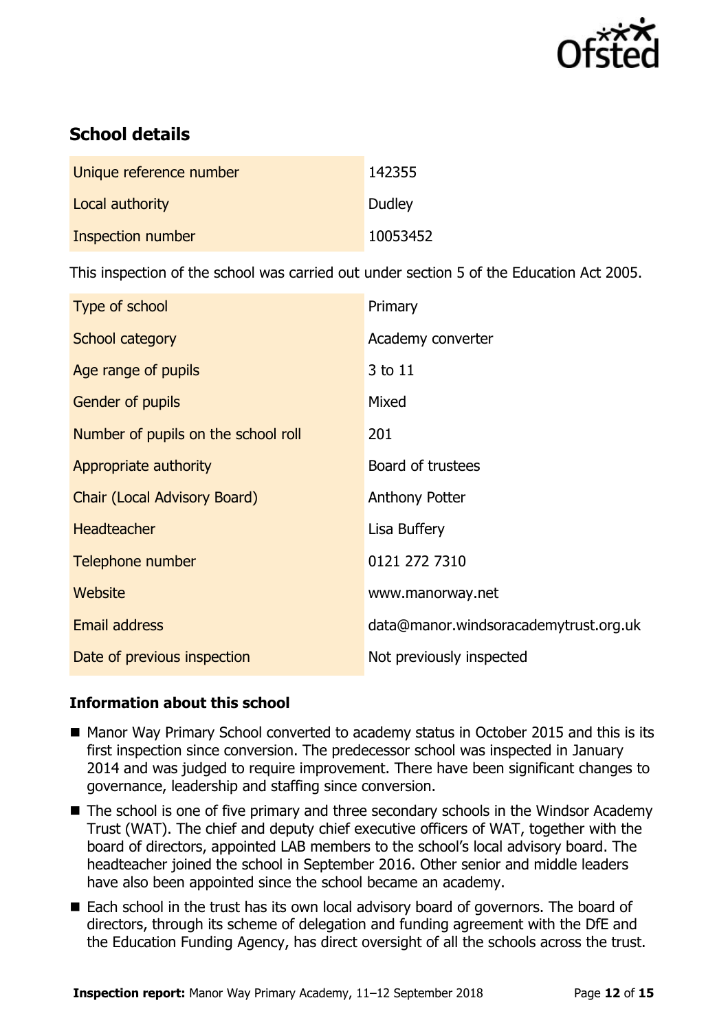## School details

| | |
|---|---|
| Unique reference number | 142355 |
| Local authority | Dudley |
| Inspection number | 10053452 |

This inspection of the school was carried out under section 5 of the Education Act 2005.

| | |
|---|---|
| Type of school | Primary |
| School category | Academy converter |
| Age range of pupils | 3 to 11 |
| Gender of pupils | Mixed |
| Number of pupils on the school roll | 201 |
| Appropriate authority | Board of trustees |
| Chair (Local Advisory Board) | Anthony Potter |
| Headteacher | Lisa Buffery |
| Telephone number | 0121 272 7310 |
| Website | www.manorway.net |
| Email address | data@manor.windsoracademytrust.org.uk |
| Date of previous inspection | Not previously inspected |

### Information about this school

- Manor Way Primary School converted to academy status in October 2015 and this is its first inspection since conversion. The predecessor school was inspected in January 2014 and was judged to require improvement. There have been significant changes to governance, leadership and staffing since conversion.
- The school is one of five primary and three secondary schools in the Windsor Academy Trust (WAT). The chief and deputy chief executive officers of WAT, together with the board of directors, appointed LAB members to the school's local advisory board. The headteacher joined the school in September 2016. Other senior and middle leaders have also been appointed since the school became an academy.
- Each school in the trust has its own local advisory board of governors. The board of directors, through its scheme of delegation and funding agreement with the DfE and the Education Funding Agency, has direct oversight of all the schools across the trust.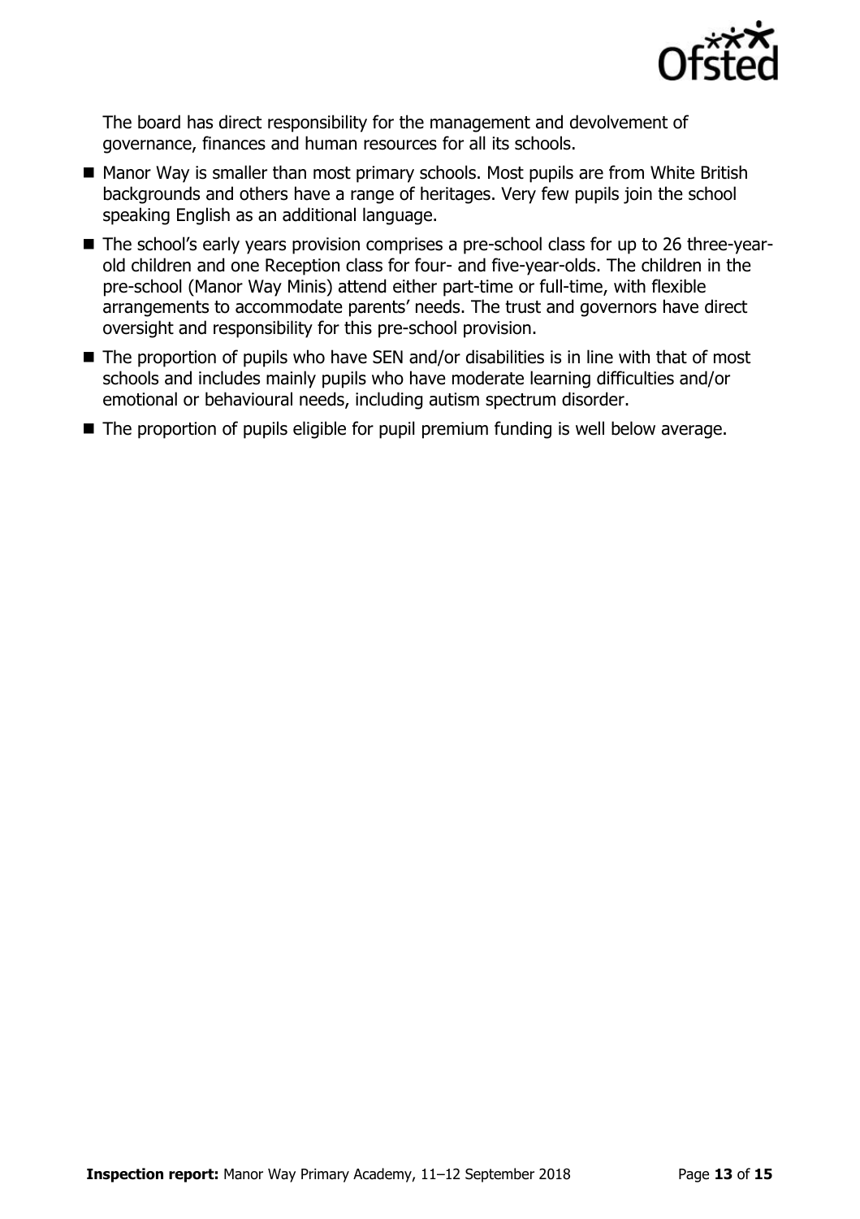The board has direct responsibility for the management and devolvement of governance, finances and human resources for all its schools.

- Manor Way is smaller than most primary schools. Most pupils are from White British backgrounds and others have a range of heritages. Very few pupils join the school speaking English as an additional language.
- The school's early years provision comprises a pre-school class for up to 26 three-year-old children and one Reception class for four- and five-year-olds. The children in the pre-school (Manor Way Minis) attend either part-time or full-time, with flexible arrangements to accommodate parents' needs. The trust and governors have direct oversight and responsibility for this pre-school provision.
- The proportion of pupils who have SEN and/or disabilities is in line with that of most schools and includes mainly pupils who have moderate learning difficulties and/or emotional or behavioural needs, including autism spectrum disorder.
- The proportion of pupils eligible for pupil premium funding is well below average.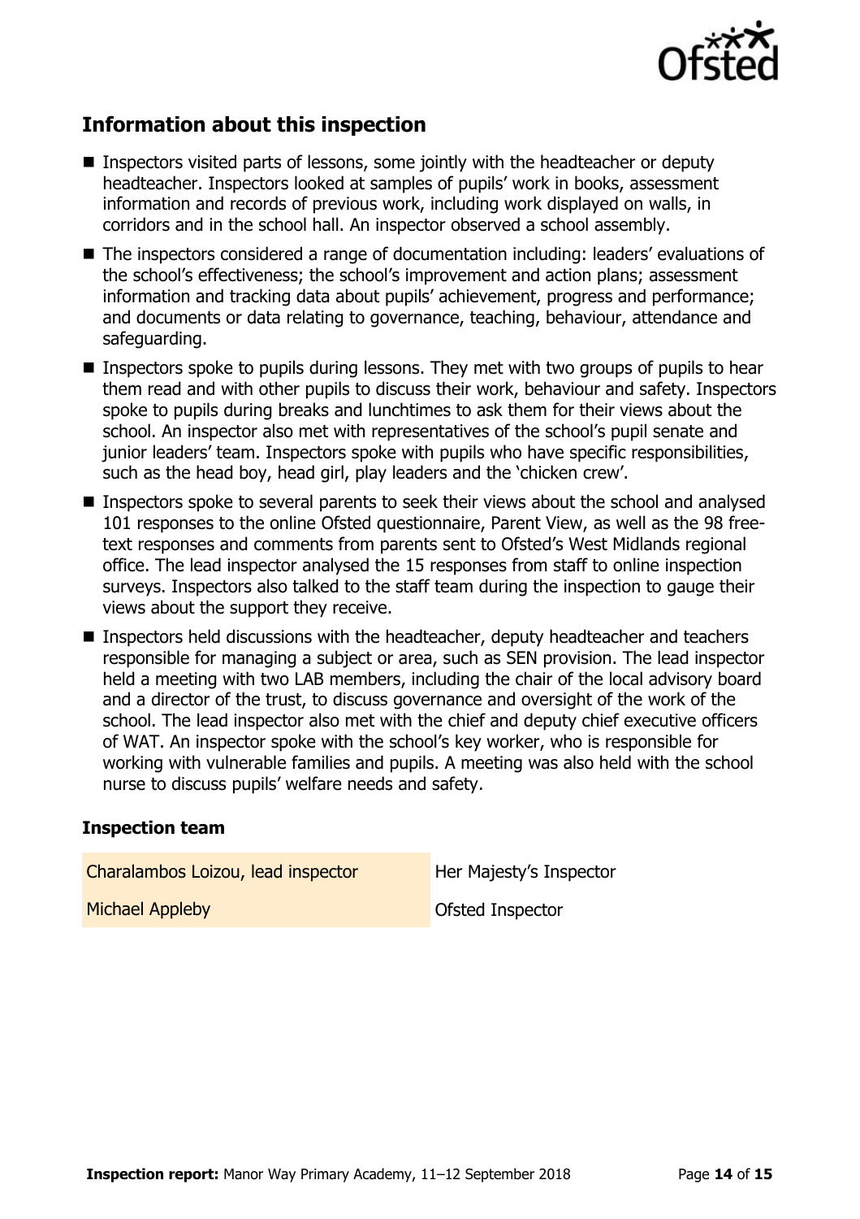## Information about this inspection

- Inspectors visited parts of lessons, some jointly with the headteacher or deputy headteacher. Inspectors looked at samples of pupils' work in books, assessment information and records of previous work, including work displayed on walls, in corridors and in the school hall. An inspector observed a school assembly.
- The inspectors considered a range of documentation including: leaders' evaluations of the school's effectiveness; the school's improvement and action plans; assessment information and tracking data about pupils' achievement, progress and performance; and documents or data relating to governance, teaching, behaviour, attendance and safeguarding.
- Inspectors spoke to pupils during lessons. They met with two groups of pupils to hear them read and with other pupils to discuss their work, behaviour and safety. Inspectors spoke to pupils during breaks and lunchtimes to ask them for their views about the school. An inspector also met with representatives of the school's pupil senate and junior leaders' team. Inspectors spoke with pupils who have specific responsibilities, such as the head boy, head girl, play leaders and the 'chicken crew'.
- Inspectors spoke to several parents to seek their views about the school and analysed 101 responses to the online Ofsted questionnaire, Parent View, as well as the 98 free-text responses and comments from parents sent to Ofsted's West Midlands regional office. The lead inspector analysed the 15 responses from staff to online inspection surveys. Inspectors also talked to the staff team during the inspection to gauge their views about the support they receive.
- Inspectors held discussions with the headteacher, deputy headteacher and teachers responsible for managing a subject or area, such as SEN provision. The lead inspector held a meeting with two LAB members, including the chair of the local advisory board and a director of the trust, to discuss governance and oversight of the work of the school. The lead inspector also met with the chief and deputy chief executive officers of WAT. An inspector spoke with the school's key worker, who is responsible for working with vulnerable families and pupils. A meeting was also held with the school nurse to discuss pupils' welfare needs and safety.

### Inspection team

| | |
|---|---|
| Charalambos Loizou, lead inspector | Her Majesty's Inspector |
| Michael Appleby | Ofsted Inspector |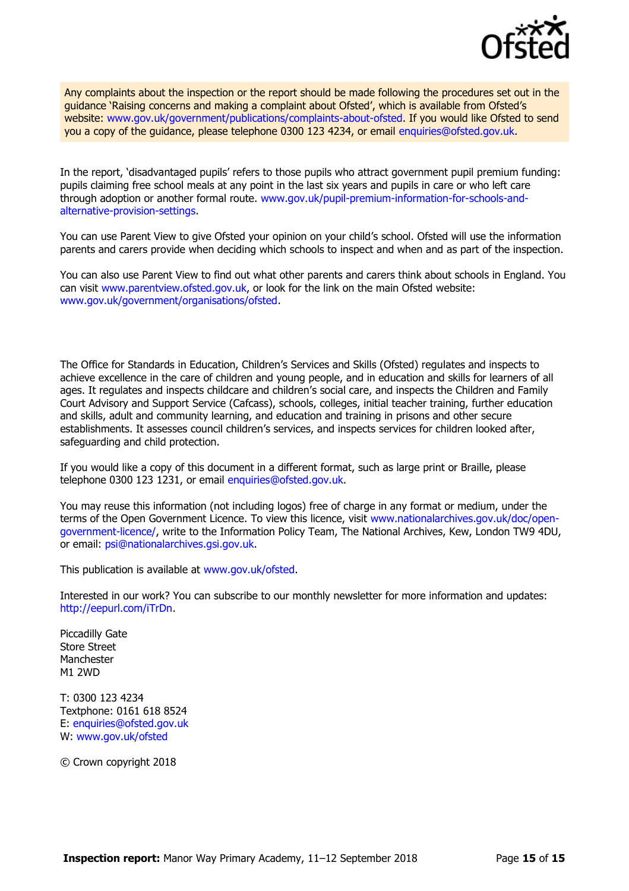Any complaints about the inspection or the report should be made following the procedures set out in the guidance 'Raising concerns and making a complaint about Ofsted', which is available from Ofsted's website: www.gov.uk/government/publications/complaints-about-ofsted. If you would like Ofsted to send you a copy of the guidance, please telephone 0300 123 4234, or email enquiries@ofsted.gov.uk.

In the report, 'disadvantaged pupils' refers to those pupils who attract government pupil premium funding: pupils claiming free school meals at any point in the last six years and pupils in care or who left care through adoption or another formal route. www.gov.uk/pupil-premium-information-for-schools-and-alternative-provision-settings.

You can use Parent View to give Ofsted your opinion on your child's school. Ofsted will use the information parents and carers provide when deciding which schools to inspect and when and as part of the inspection.

You can also use Parent View to find out what other parents and carers think about schools in England. You can visit www.parentview.ofsted.gov.uk, or look for the link on the main Ofsted website: www.gov.uk/government/organisations/ofsted.

The Office for Standards in Education, Children's Services and Skills (Ofsted) regulates and inspects to achieve excellence in the care of children and young people, and in education and skills for learners of all ages. It regulates and inspects childcare and children's social care, and inspects the Children and Family Court Advisory and Support Service (Cafcass), schools, colleges, initial teacher training, further education and skills, adult and community learning, and education and training in prisons and other secure establishments. It assesses council children's services, and inspects services for children looked after, safeguarding and child protection.

If you would like a copy of this document in a different format, such as large print or Braille, please telephone 0300 123 1231, or email enquiries@ofsted.gov.uk.

You may reuse this information (not including logos) free of charge in any format or medium, under the terms of the Open Government Licence. To view this licence, visit www.nationalarchives.gov.uk/doc/open-government-licence/, write to the Information Policy Team, The National Archives, Kew, London TW9 4DU, or email: psi@nationalarchives.gsi.gov.uk.

This publication is available at www.gov.uk/ofsted.

Interested in our work? You can subscribe to our monthly newsletter for more information and updates: http://eepurl.com/iTrDn.

Piccadilly Gate
Store Street
Manchester
M1 2WD

T: 0300 123 4234
Textphone: 0161 618 8524
E: enquiries@ofsted.gov.uk
W: www.gov.uk/ofsted

© Crown copyright 2018